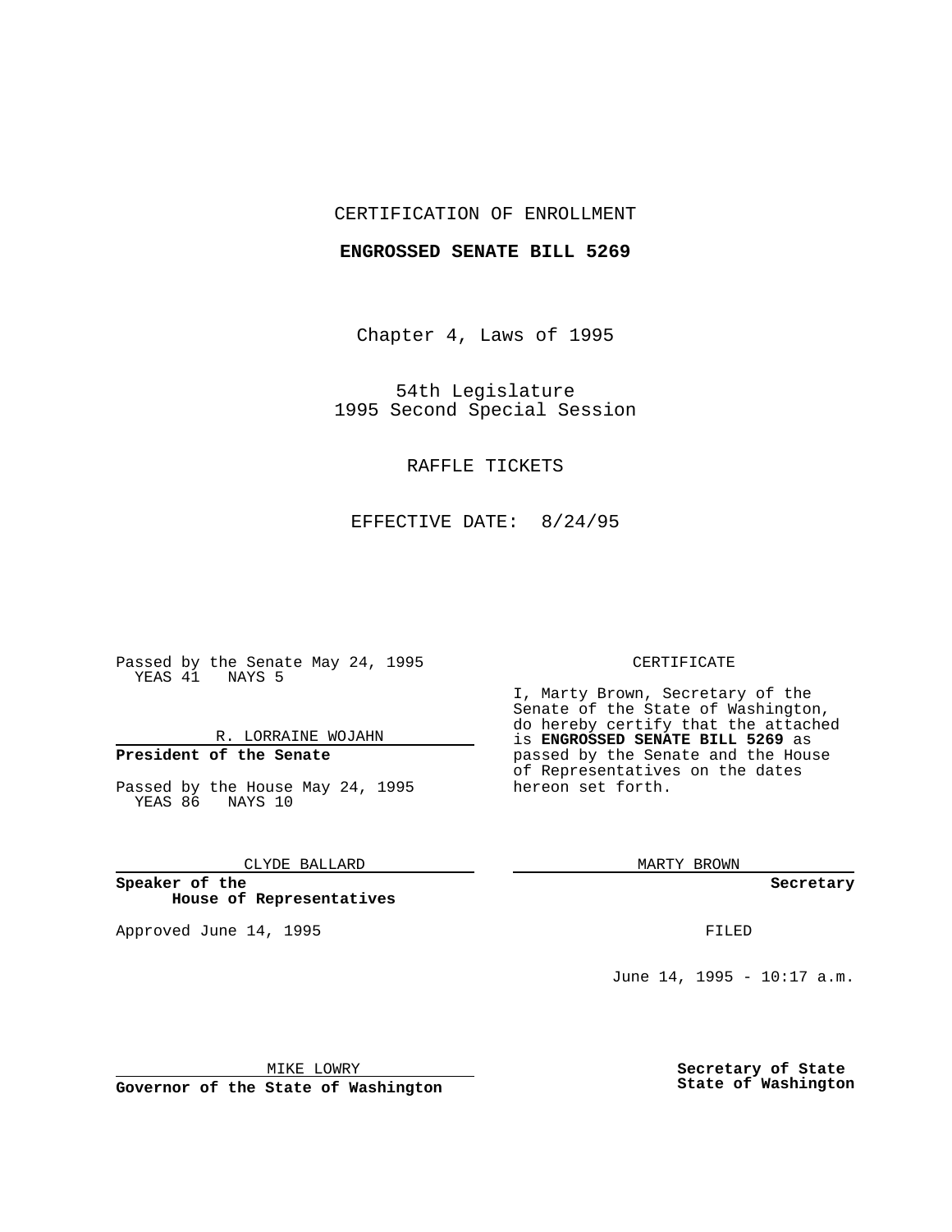CERTIFICATION OF ENROLLMENT

**ENGROSSED SENATE BILL 5269**

Chapter 4, Laws of 1995

54th Legislature
1995 Second Special Session

RAFFLE TICKETS

EFFECTIVE DATE: 8/24/95

Passed by the Senate May 24, 1995
YEAS 41 NAYS 5

R. LORRAINE WOJAHN

**President of the Senate**

Passed by the House May 24, 1995
YEAS 86 NAYS 10

CLYDE BALLARD

**Speaker of the House of Representatives**

Approved June 14, 1995

MIKE LOWRY

**Governor of the State of Washington**

CERTIFICATE

I, Marty Brown, Secretary of the Senate of the State of Washington, do hereby certify that the attached is **ENGROSSED SENATE BILL 5269** as passed by the Senate and the House of Representatives on the dates hereon set forth.

MARTY BROWN

**Secretary**

FILED

June 14, 1995 - 10:17 a.m.

**Secretary of State**
**State of Washington**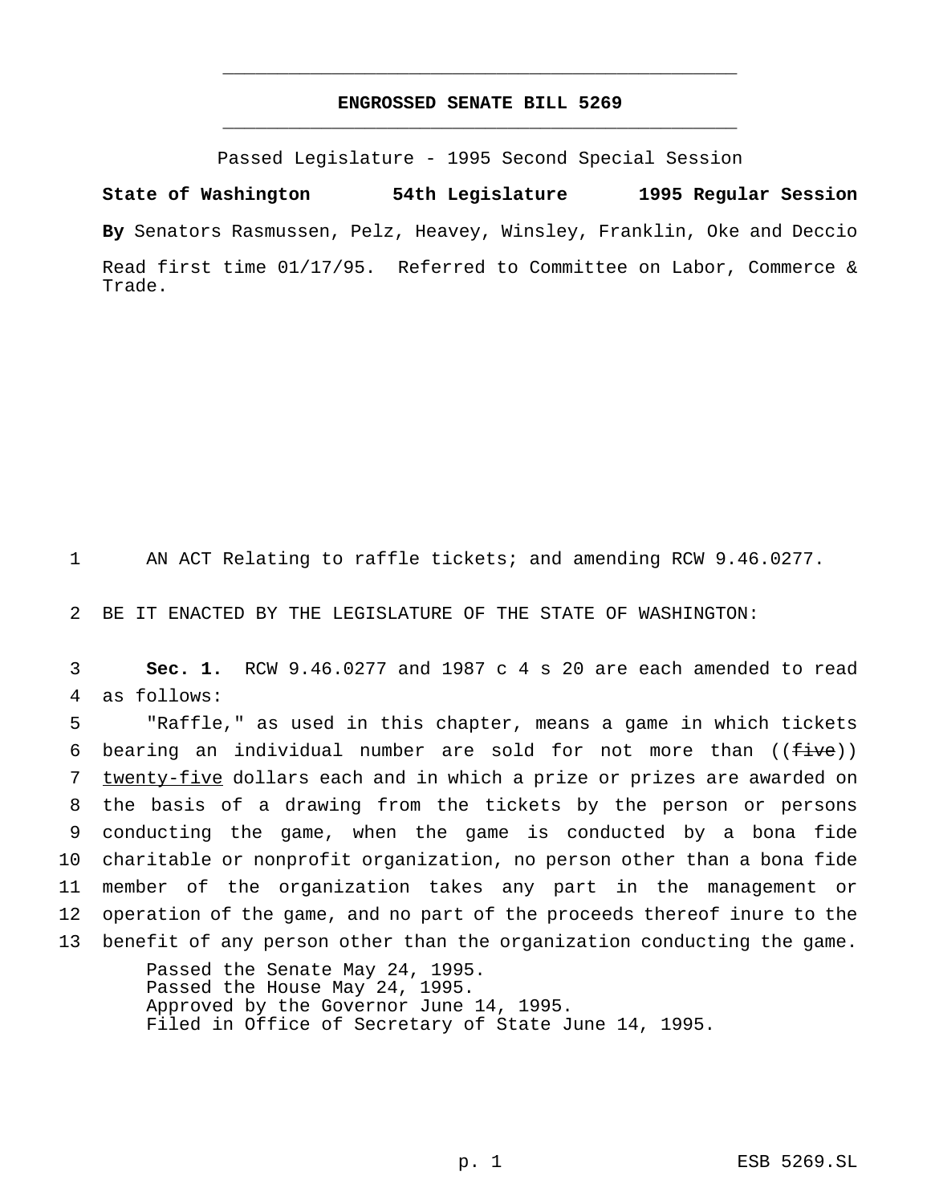# ENGROSSED SENATE BILL 5269

Passed Legislature - 1995 Second Special Session

**State of Washington 54th Legislature 1995 Regular Session**

**By** Senators Rasmussen, Pelz, Heavey, Winsley, Franklin, Oke and Deccio

Read first time 01/17/95. Referred to Committee on Labor, Commerce & Trade.

AN ACT Relating to raffle tickets; and amending RCW 9.46.0277.

BE IT ENACTED BY THE LEGISLATURE OF THE STATE OF WASHINGTON:

**Sec. 1.** RCW 9.46.0277 and 1987 c 4 s 20 are each amended to read as follows:

"Raffle," as used in this chapter, means a game in which tickets bearing an individual number are sold for not more than ((~~five~~)) <u>twenty-five</u> dollars each and in which a prize or prizes are awarded on the basis of a drawing from the tickets by the person or persons conducting the game, when the game is conducted by a bona fide charitable or nonprofit organization, no person other than a bona fide member of the organization takes any part in the management or operation of the game, and no part of the proceeds thereof inure to the benefit of any person other than the organization conducting the game.

Passed the Senate May 24, 1995.
Passed the House May 24, 1995.
Approved by the Governor June 14, 1995.
Filed in Office of Secretary of State June 14, 1995.